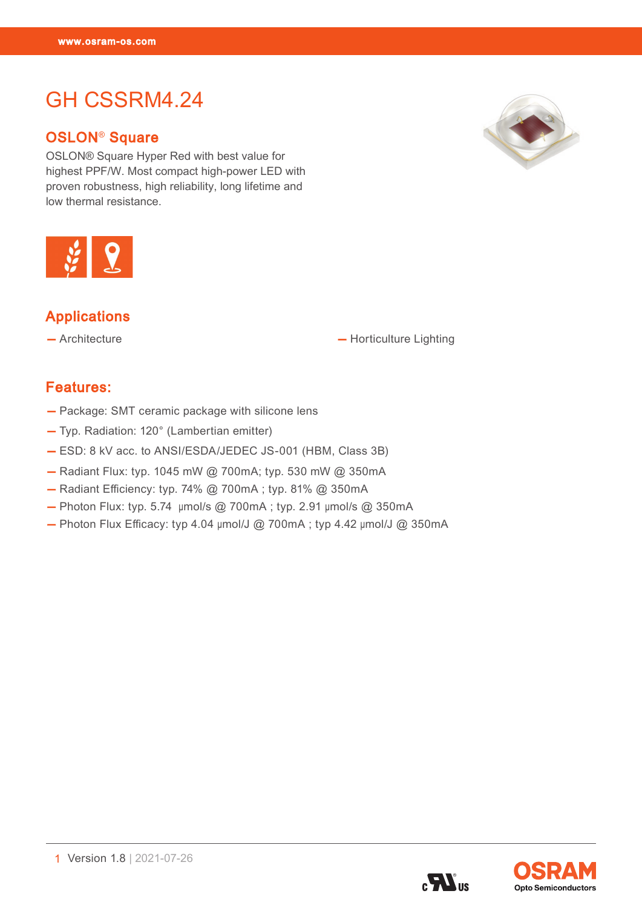# GH CSSRM4.24

## OSLON® Square

OSLON® Square Hyper Red with best value for highest PPF/W. Most compact high-power LED with proven robustness, high reliability, long lifetime and low thermal resistance.

## Applications

- Architecture
- Horticulture Lighting

## Features:

- Package: SMT ceramic package with silicone lens
- Typ. Radiation: 120° (Lambertian emitter)
- ESD: 8 kV acc. to ANSI/ESDA/JEDEC JS-001 (HBM, Class 3B)
- Radiant Flux: typ. 1045 mW @ 700mA; typ. 530 mW @ 350mA
- Radiant Efficiency: typ. 74% @ 700mA ; typ. 81% @ 350mA
- Photon Flux: typ. 5.74 µmol/s @ 700mA ; typ. 2.91 µmol/s @ 350mA
- Photon Flux Efficacy: typ 4.04 µmol/J @ 700mA ; typ 4.42 µmol/J @ 350mA

Version 1.8 | 2021-07-26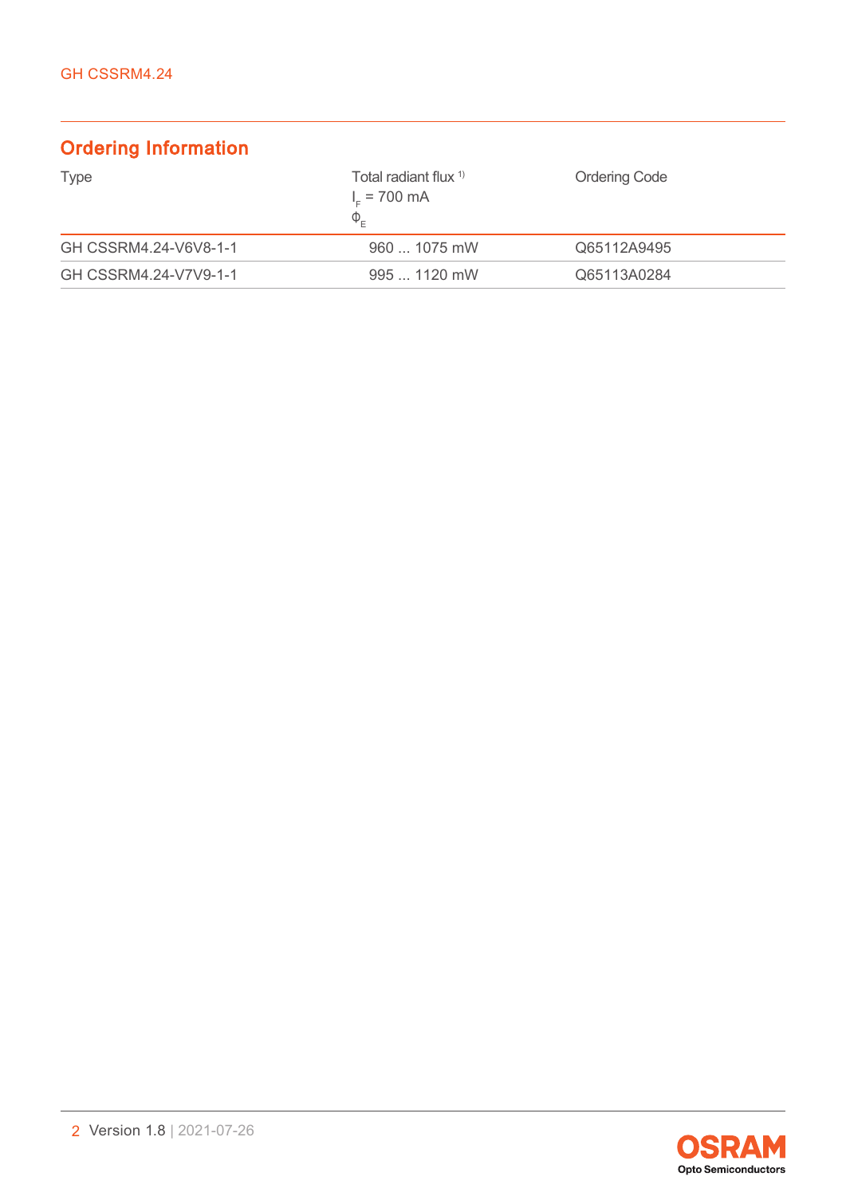## Ordering Information

| Type | Total radiant flux [1) ] $I_F$ = 700 mA $\Phi_E$ | Ordering Code |
|---|---|---|
| GH CSSRM4.24-V6V8-1-1 | 960 ... 1075 mW | Q65112A9495 |
| GH CSSRM4.24-V7V9-1-1 | 995 ... 1120 mW | Q65113A0284 |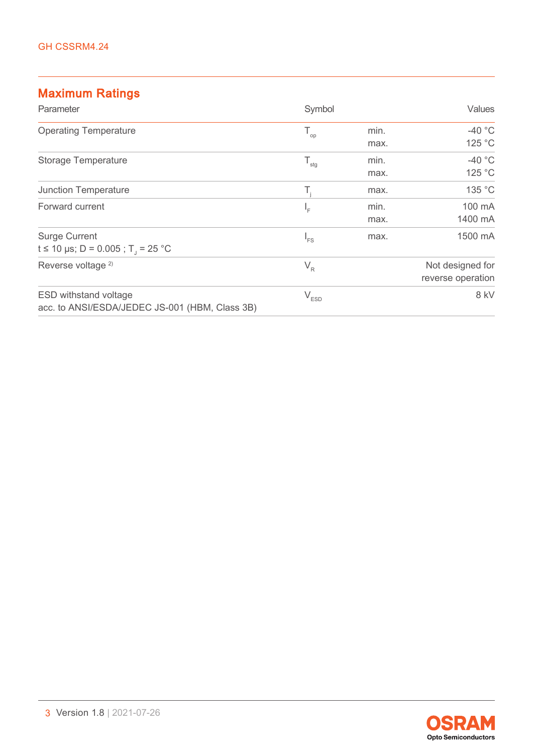## Maximum Ratings

| Parameter | Symbol | | Values |
|---|---|---|---|
| Operating Temperature | $T_{op}$ | min.<br>max. | -40 °C<br>125 °C |
| Storage Temperature | $T_{stg}$ | min.<br>max. | -40 °C<br>125 °C |
| Junction Temperature | $T_j$ | max. | 135 °C |
| Forward current | $I_F$ | min.<br>max. | 100 mA<br>1400 mA |
| Surge Current<br>t ≤ 10 µs; D = 0.005 ; $T_J$ = 25 °C | $I_{FS}$ | max. | 1500 mA |
| Reverse voltage [2] | $V_R$ | | Not designed for reverse operation |
| ESD withstand voltage<br>acc. to ANSI/ESDA/JEDEC JS-001 (HBM, Class 3B) | $V_{ESD}$ | | 8 kV |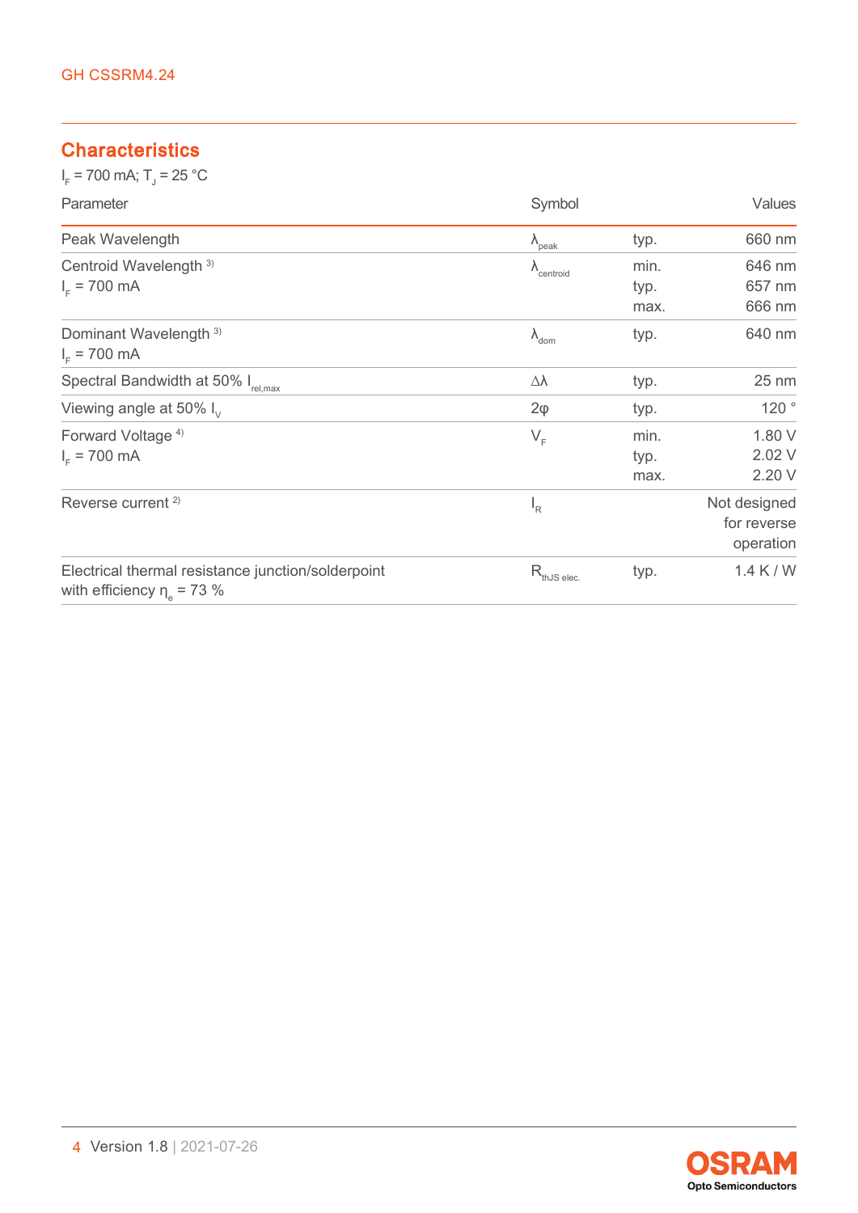## Characteristics

$I_F$ = 700 mA; $T_J$ = 25 °C

| Parameter | Symbol | | Values |
|---|---|---|---|
| Peak Wavelength | $\lambda_{peak}$ | typ. | 660 nm |
| Centroid Wavelength [3]<br>$I_F$ = 700 mA | $\lambda_{centroid}$ | min.<br>typ.<br>max. | 646 nm<br>657 nm<br>666 nm |
| Dominant Wavelength [3]<br>$I_F$ = 700 mA | $\lambda_{dom}$ | typ. | 640 nm |
| Spectral Bandwidth at 50% $I_{rel,max}$ | $\Delta\lambda$ | typ. | 25 nm |
| Viewing angle at 50% $I_V$ | $2\varphi$ | typ. | 120 ° |
| Forward Voltage [4]<br>$I_F$ = 700 mA | $V_F$ | min.<br>typ.<br>max. | 1.80 V<br>2.02 V<br>2.20 V |
| Reverse current [2] | $I_R$ | | Not designed for reverse operation |
| Electrical thermal resistance junction/solderpoint with efficiency $\eta_e$ = 73 % | $R_{thJS\ elec.}$ | typ. | 1.4 K / W |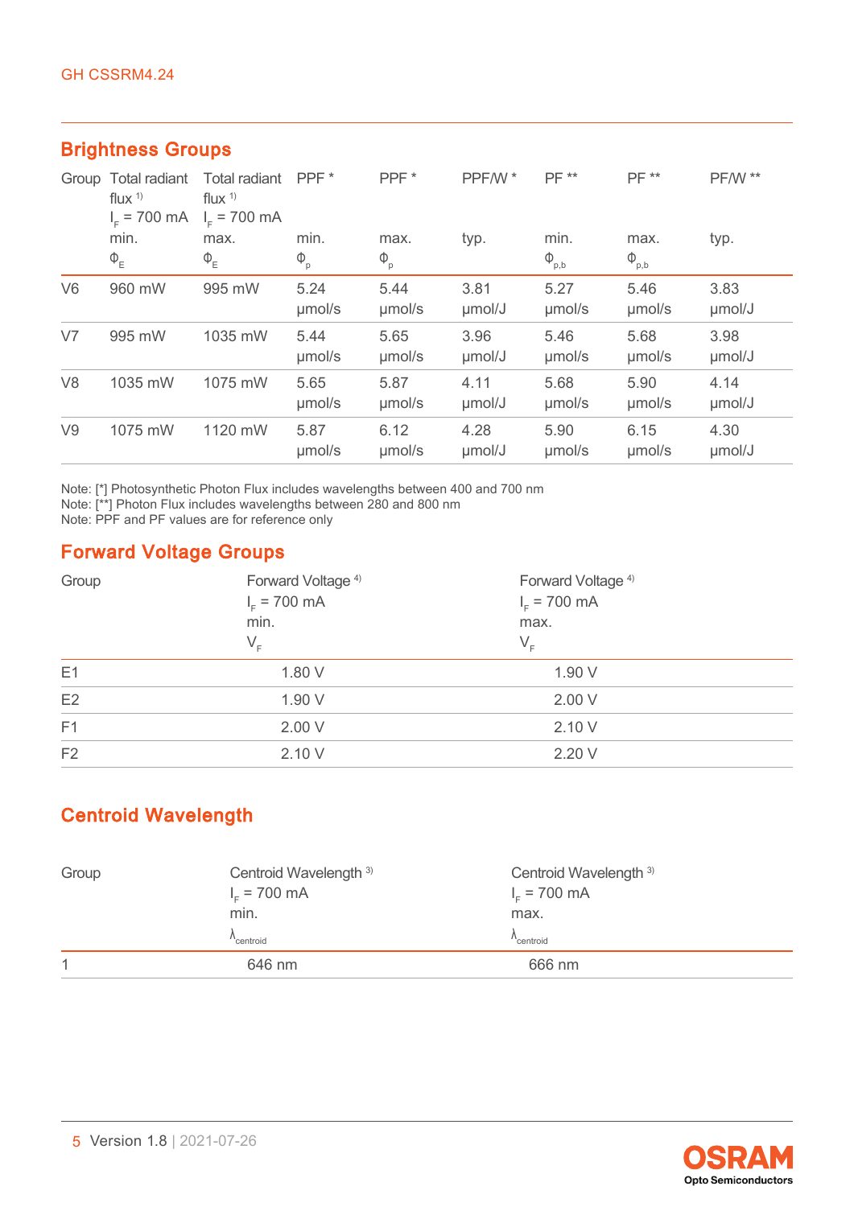## Brightness Groups

| Group | Total radiant flux [1) ] $I_F$ = 700 mA min. $\Phi_E$ | Total radiant flux [1) ] $I_F$ = 700 mA max. $\Phi_E$ | PPF * min. $\Phi_p$ | PPF * max. $\Phi_p$ | PPF/W * typ. | PF ** min. $\Phi_{p,b}$ | PF ** max. $\Phi_{p,b}$ | PF/W ** typ. |
|---|---|---|---|---|---|---|---|---|
| V6 | 960 mW | 995 mW | 5.24 µmol/s | 5.44 µmol/s | 3.81 µmol/J | 5.27 µmol/s | 5.46 µmol/s | 3.83 µmol/J |
| V7 | 995 mW | 1035 mW | 5.44 µmol/s | 5.65 µmol/s | 3.96 µmol/J | 5.46 µmol/s | 5.68 µmol/s | 3.98 µmol/J |
| V8 | 1035 mW | 1075 mW | 5.65 µmol/s | 5.87 µmol/s | 4.11 µmol/J | 5.68 µmol/s | 5.90 µmol/s | 4.14 µmol/J |
| V9 | 1075 mW | 1120 mW | 5.87 µmol/s | 6.12 µmol/s | 4.28 µmol/J | 5.90 µmol/s | 6.15 µmol/s | 4.30 µmol/J |

Note: [*] Photosynthetic Photon Flux includes wavelengths between 400 and 700 nm
Note: [**] Photon Flux includes wavelengths between 280 and 800 nm
Note: PPF and PF values are for reference only

## Forward Voltage Groups

| Group | Forward Voltage [4)] $I_F$ = 700 mA min. $V_F$ | Forward Voltage [4)] $I_F$ = 700 mA max. $V_F$ |
|---|---|---|
| E1 | 1.80 V | 1.90 V |
| E2 | 1.90 V | 2.00 V |
| F1 | 2.00 V | 2.10 V |
| F2 | 2.10 V | 2.20 V |

## Centroid Wavelength

| Group | Centroid Wavelength [3)] $I_F$ = 700 mA min. $\lambda_{centroid}$ | Centroid Wavelength [3)] $I_F$ = 700 mA max. $\lambda_{centroid}$ |
|---|---|---|
| 1 | 646 nm | 666 nm |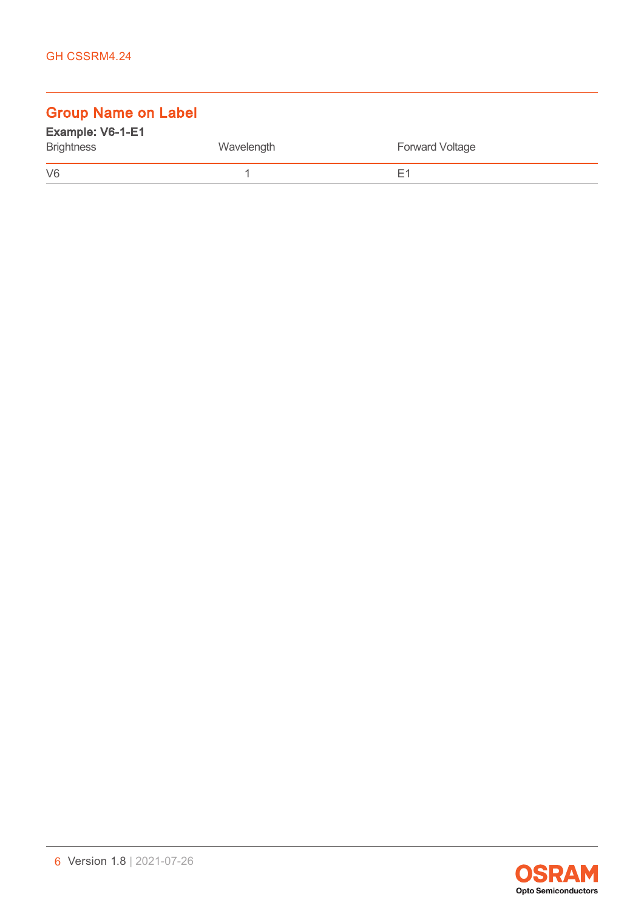## Group Name on Label

**Example: V6-1-E1**

| Brightness | Wavelength | Forward Voltage |
|---|---|---|
| V6 | 1 | E1 |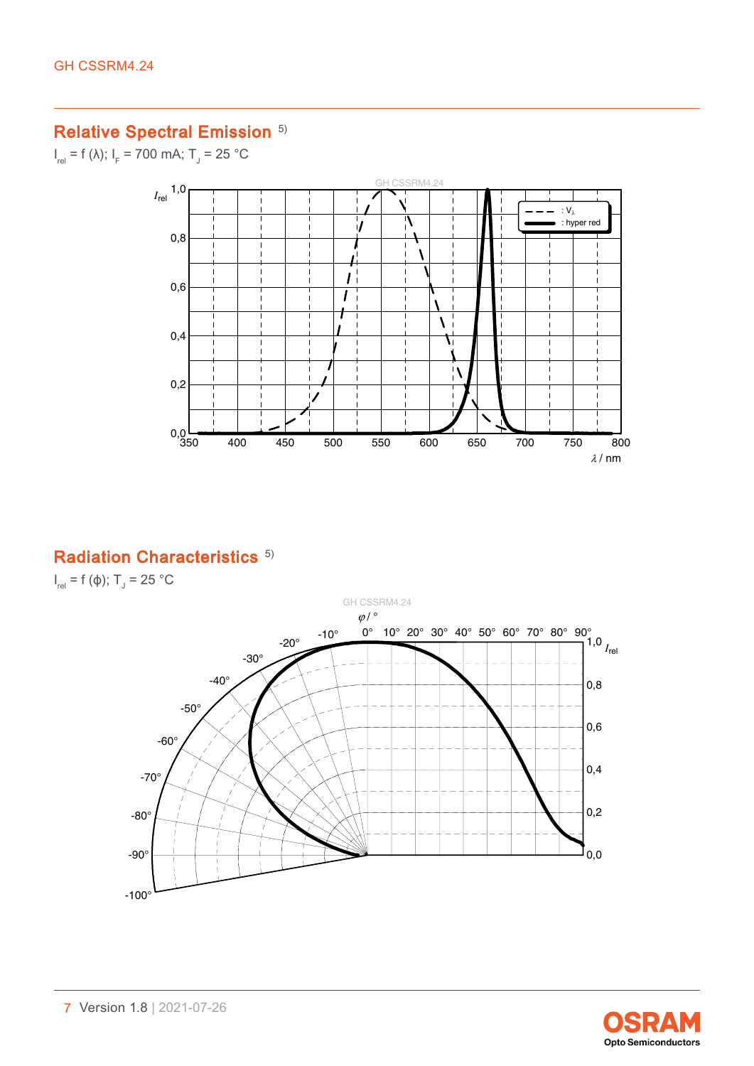## Relative Spectral Emission [5)]

$I_{rel} = f(\lambda)$; $I_F$ = 700 mA; $T_J$ = 25 °C

GH CSSRM4.24

$I_{rel}$

1,0
0,8
0,6
0,4
0,2
0,0

350 400 450 500 550 600 650 700 750 800

$\lambda$ / nm

: $V_\lambda$
: hyper red

## Radiation Characteristics [5)]

$I_{rel} = f(\phi)$; $T_J$ = 25 °C

GH CSSRM4.24

$\varphi$ / °

0° 10° 20° 30° 40° 50° 60° 70° 80° 90°

-10° -20° -30° -40° -50° -60° -70° -80° -90° -100°

$I_{rel}$

1,0
0,8
0,6
0,4
0,2
0,0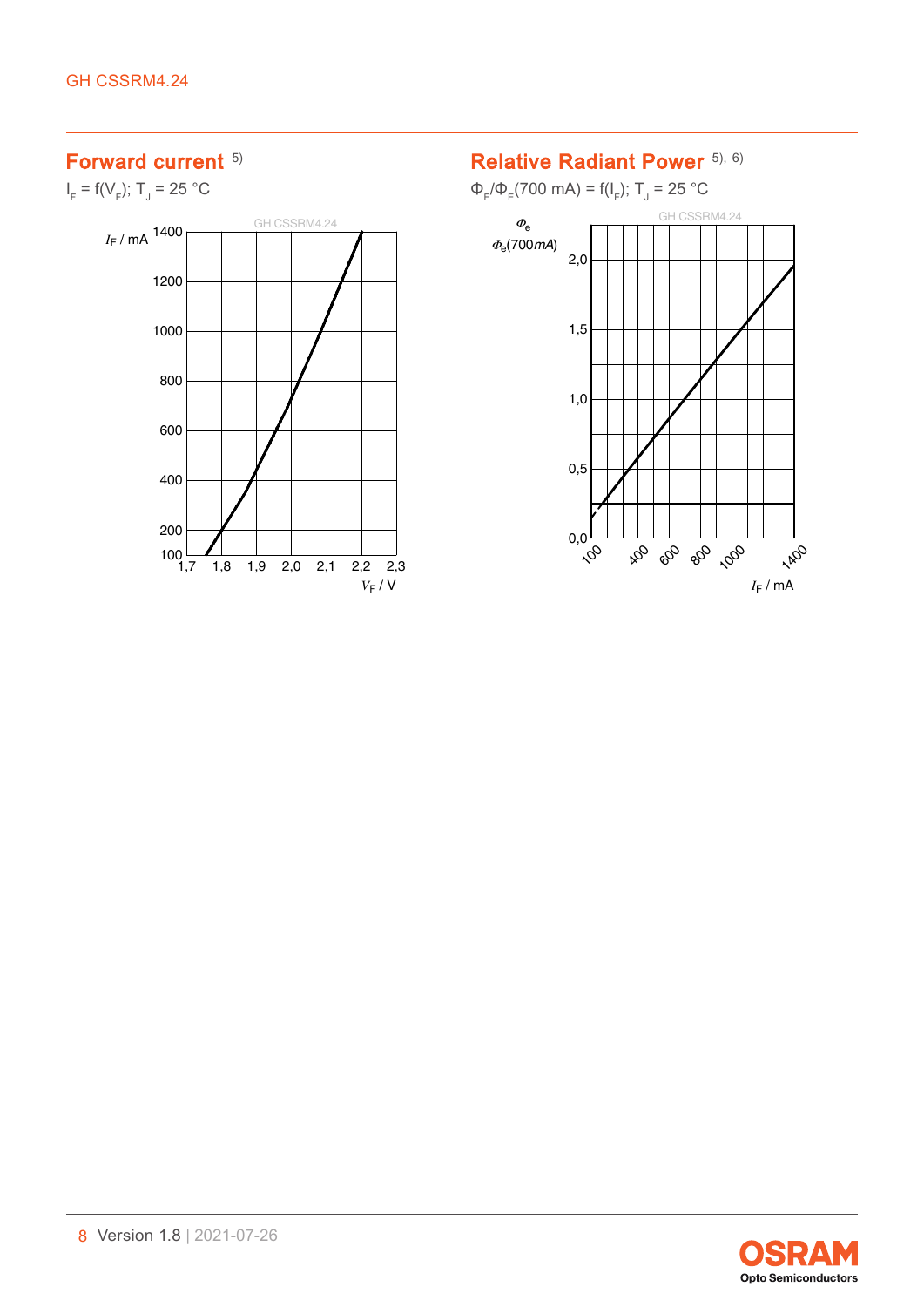## Forward current 5)

$I_F = f(V_F)$; $T_J = 25$ °C

GH CSSRM4.24

$I_F$ / mA

1400
1200
1000
800
600
400
200
100

1,7 1,8 1,9 2,0 2,1 2,2 2,3

$V_F$ / V

## Relative Radiant Power 5), 6)

$\Phi_E/\Phi_E(700\text{ mA}) = f(I_F)$; $T_J = 25$ °C

GH CSSRM4.24

$\frac{\Phi_e}{\Phi_e(700 mA)}$

2,0
1,5
1,0
0,5
0,0

100 400 600 800 1000 1400

$I_F$ / mA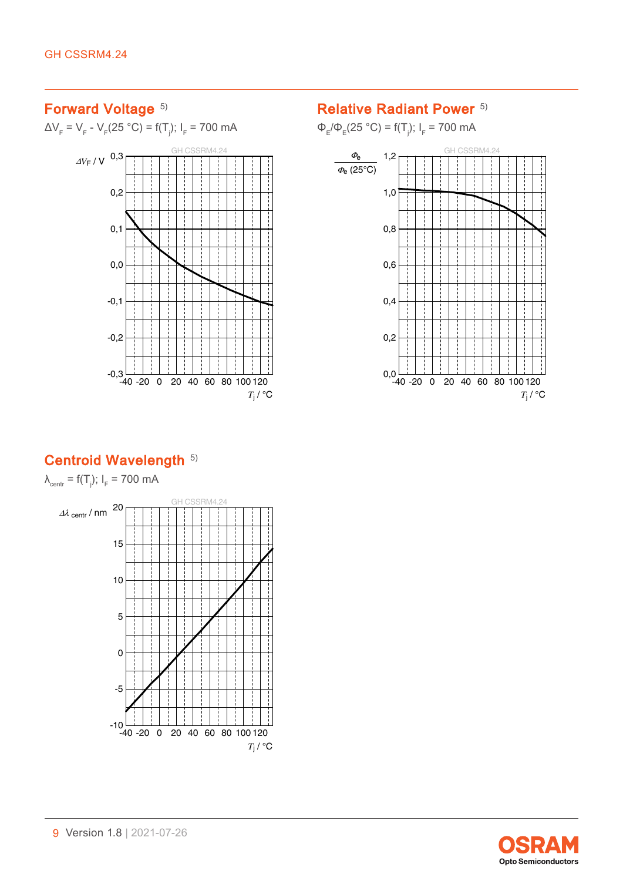## Forward Voltage [5)]

$\Delta V_F = V_F - V_F(25\ °C) = f(T_j)$; $I_F = 700$ mA

GH CSSRM4.24

$\Delta V_F$ / V

0,3
0,2
0,1
0,0
-0,1
-0,2
-0,3

-40 -20 0 20 40 60 80 100 120

$T_j$ / °C

## Relative Radiant Power [5)]

$\Phi_E/\Phi_E(25\ °C) = f(T_j)$; $I_F = 700$ mA

GH CSSRM4.24

$\frac{\Phi_e}{\Phi_e\ (25°C)}$

1,2
1,0
0,8
0,6
0,4
0,2
0,0

-40 -20 0 20 40 60 80 100 120

$T_j$ / °C

## Centroid Wavelength [5)]

$\lambda_{centr} = f(T_j)$; $I_F = 700$ mA

GH CSSRM4.24

$\Delta\lambda_{centr}$ / nm

20
15
10
5
0
-5
-10

-40 -20 0 20 40 60 80 100 120

$T_j$ / °C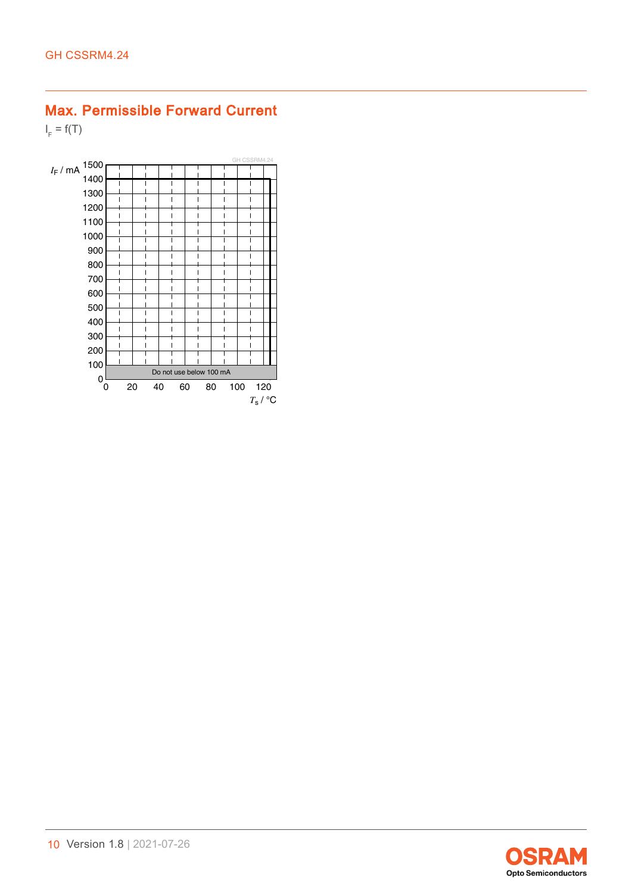## Max. Permissible Forward Current

$I_F = f(T)$

GH CSSRM4.24

$I_F$ / mA

1500
1400
1300
1200
1100
1000
900
800
700
600
500
400
300
200
100
0

Do not use below 100 mA

0 20 40 60 80 100 120

$T_s$ / °C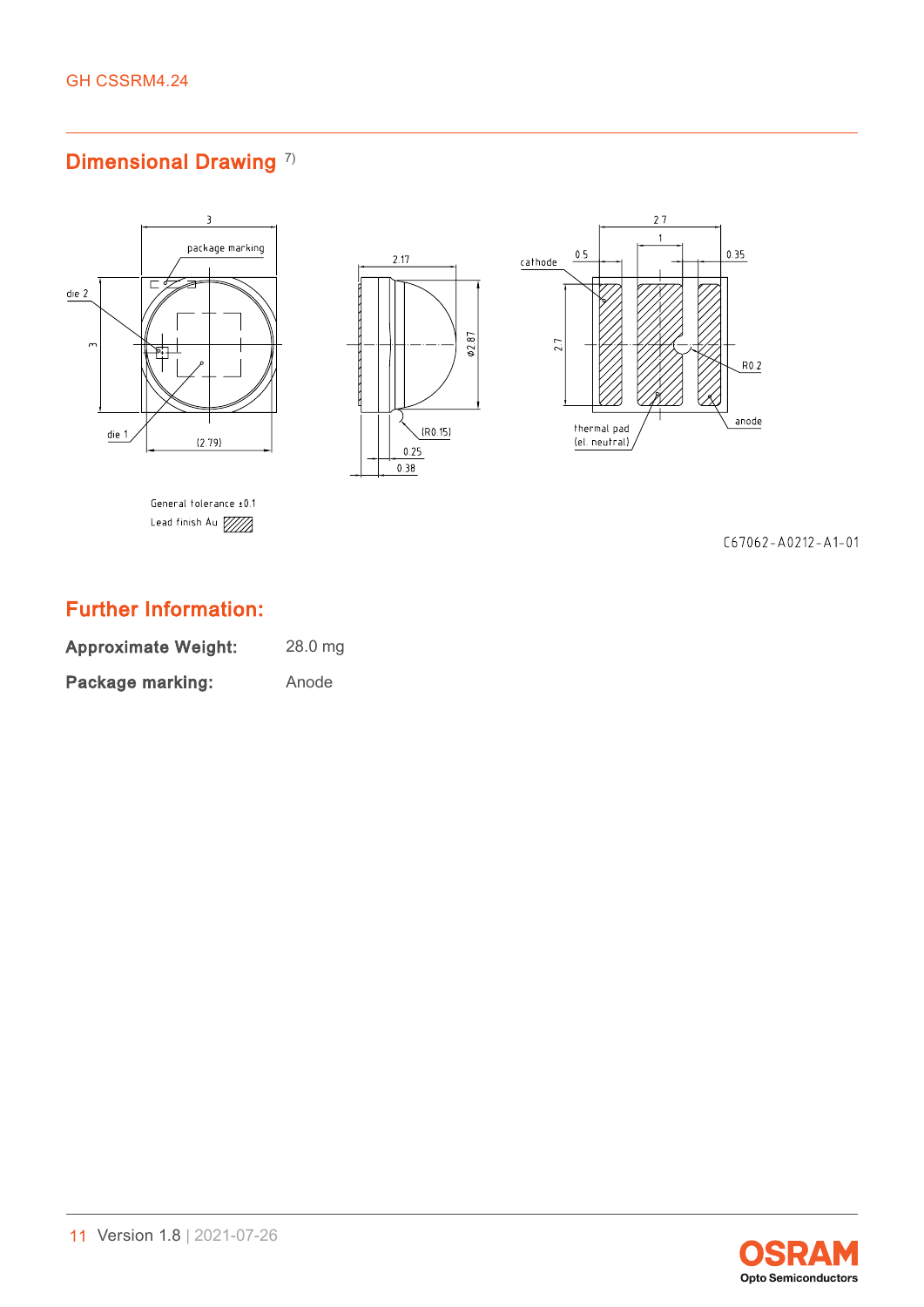## Dimensional Drawing [7)]

3

package marking

die 2

3

die 1

(2.79)

2.17

⌀2.87

(R0.15)

0.25

0.38

2.7

1

cathode

0.5

0.35

2.7

R0.2

anode

thermal pad
(el. neutral)

General tolerance ±0.1

Lead finish Au

C67062-A0212-A1-01

## Further Information:

**Approximate Weight:** 28.0 mg

**Package marking:** Anode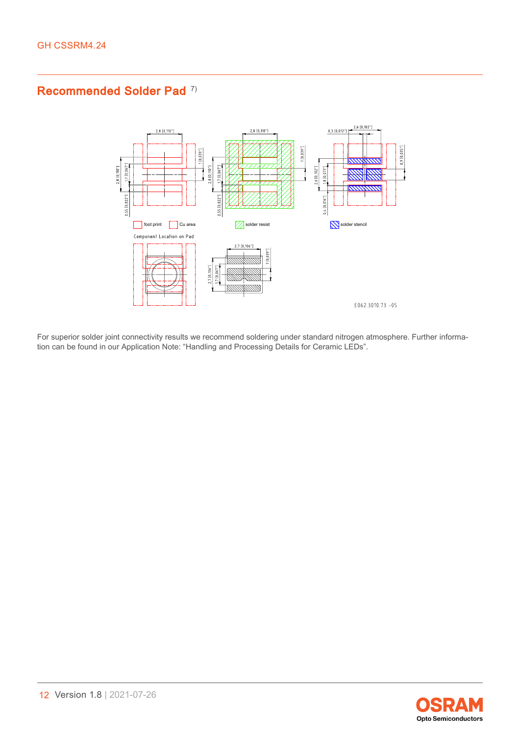## Recommended Solder Pad [7)]

2,8 [0,110"]
1 [0,039"]
2,8 [0,110"]
1,7 [0,067"]
0,55 [0,022"]

2,8 [0,110"]
1 [0,039"]
2,8 [0,110"]
1,7 [0,067"]
0,55 [0,022"]

0,3 [0,012"]
2,6 [0,102"]
0,9 [0,035"]
2,6 [0,102"]
1,8 [0,071"]
0,4 [0,016"]

foot print
Cu area
solder resist
solder stencil

Component Location on Pad

2,7 [0,106"]
1 [0,039"]
2,7 [0,106"]
1,7 [0,067"]

E062.3010.73 -05

For superior solder joint connectivity results we recommend soldering under standard nitrogen atmosphere. Further information can be found in our Application Note: “Handling and Processing Details for Ceramic LEDs”.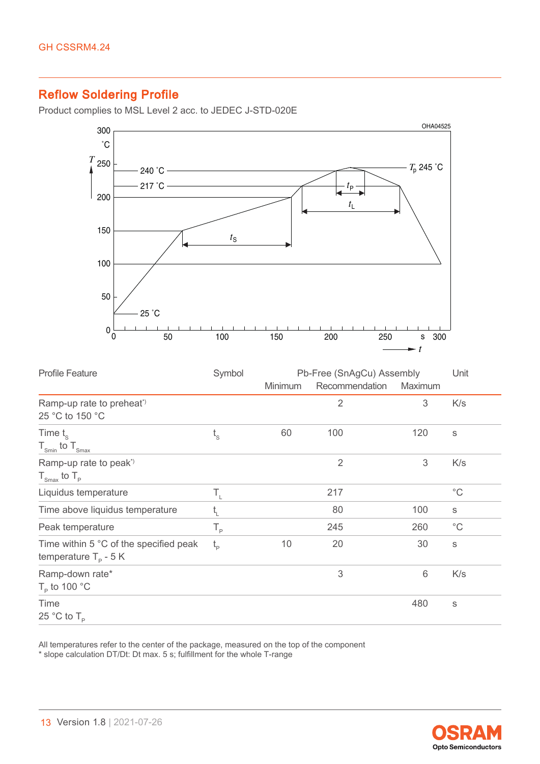## Reflow Soldering Profile

Product complies to MSL Level 2 acc. to JEDEC J-STD-020E

OHA04525

300
°C
$T$
250
240 °C
217 °C
200
150
100
50
25 °C
0
$T_p$ 245 °C
$t_P$
$t_L$
$t_S$
0 50 100 150 200 250 s 300
$t$

| Profile Feature | Symbol | Pb-Free (SnAgCu) Assembly | | | Unit |
|---|---|---|---|---|---|
| | | Minimum | Recommendation | Maximum | |
| Ramp-up rate to preheat*) 25 °C to 150 °C | | | 2 | 3 | K/s |
| Time $t_S$ $T_{Smin}$ to $T_{Smax}$ | $t_S$ | 60 | 100 | 120 | s |
| Ramp-up rate to peak*) $T_{Smax}$ to $T_P$ | | | 2 | 3 | K/s |
| Liquidus temperature | $T_L$ | | 217 | | °C |
| Time above liquidus temperature | $t_L$ | | 80 | 100 | s |
| Peak temperature | $T_P$ | | 245 | 260 | °C |
| Time within 5 °C of the specified peak temperature $T_P$ - 5 K | $t_P$ | 10 | 20 | 30 | s |
| Ramp-down rate* $T_P$ to 100 °C | | | 3 | 6 | K/s |
| Time 25 °C to $T_P$ | | | | 480 | s |

All temperatures refer to the center of the package, measured on the top of the component
* slope calculation DT/Dt: Dt max. 5 s; fulfillment for the whole T-range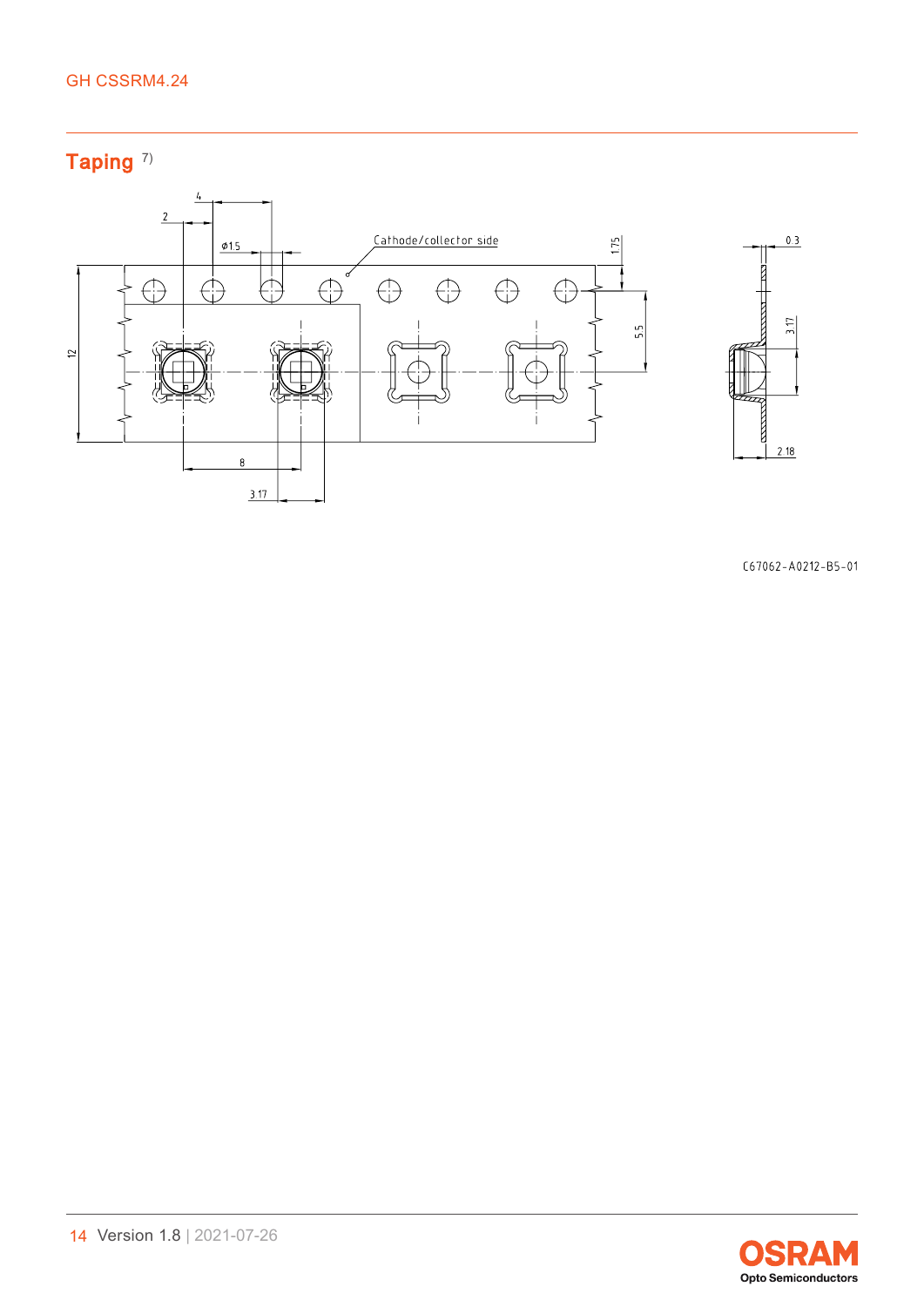## Taping [7)]

4

2

ø1.5

Cathode/collector side

1.75

5.5

12

8

3.17

0.3

3.17

2.18

C67062-A0212-B5-01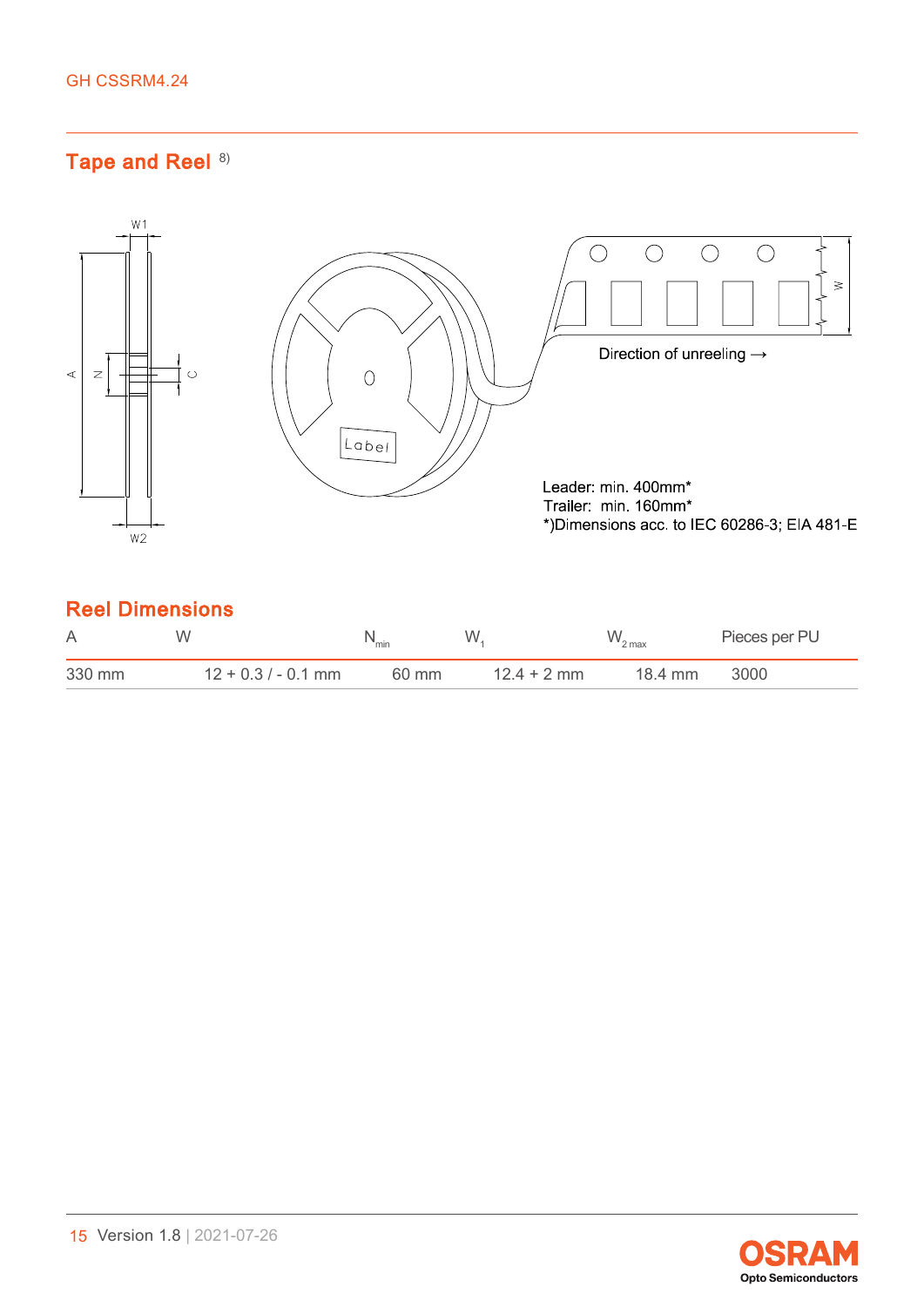## Tape and Reel [8)]

Direction of unreeling →

Leader: min. 400mm*
Trailer: min. 160mm*
*)Dimensions acc. to IEC 60286-3; EIA 481-E

## Reel Dimensions

| A | W | $N_{min}$ | $W_1$ | $W_{2\,max}$ | Pieces per PU |
|---|---|---|---|---|---|
| 330 mm | 12 + 0.3 / - 0.1 mm | 60 mm | 12.4 + 2 mm | 18.4 mm | 3000 |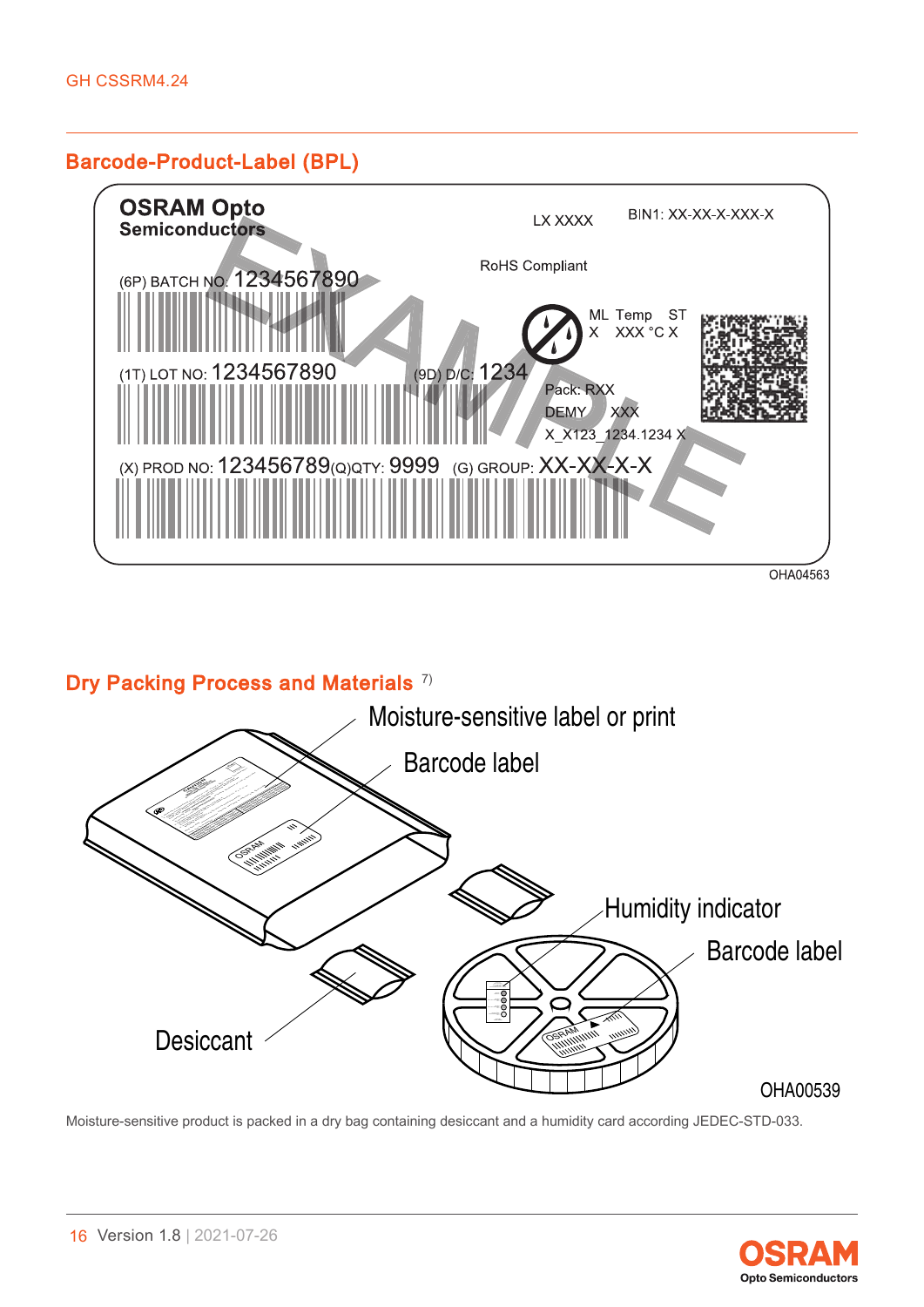## Barcode-Product-Label (BPL)

OSRAM Opto
Semiconductors

LX XXXX

BIN1: XX-XX-X-XXX-X

RoHS Compliant

(6P) BATCH NO: 1234567890

ML Temp ST
X XXX °C X

(1T) LOT NO: 1234567890

(9D) D/C: 1234

Pack: RXX
DEMY XXX
X_X123_1234.1234 X

(X) PROD NO: 123456789(Q)QTY: 9999 (G) GROUP: XX-XX-X-X

EXAMPLE

OHA04563

## Dry Packing Process and Materials [7)]

Moisture-sensitive label or print

Barcode label

Humidity indicator

Barcode label

Desiccant

OHA00539

Moisture-sensitive product is packed in a dry bag containing desiccant and a humidity card according JEDEC-STD-033.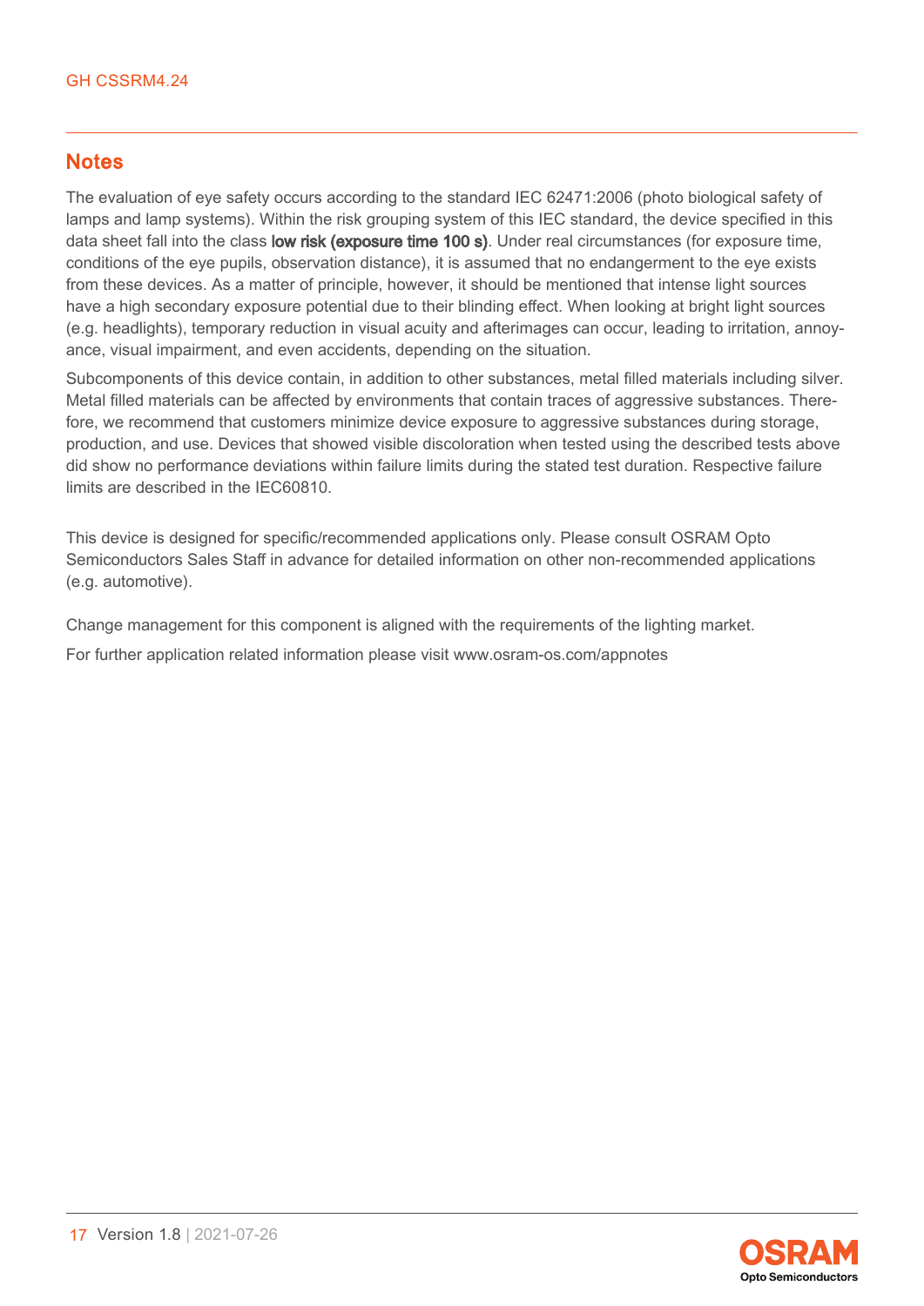## Notes

The evaluation of eye safety occurs according to the standard IEC 62471:2006 (photo biological safety of lamps and lamp systems). Within the risk grouping system of this IEC standard, the device specified in this data sheet fall into the class **low risk (exposure time 100 s)**. Under real circumstances (for exposure time, conditions of the eye pupils, observation distance), it is assumed that no endangerment to the eye exists from these devices. As a matter of principle, however, it should be mentioned that intense light sources have a high secondary exposure potential due to their blinding effect. When looking at bright light sources (e.g. headlights), temporary reduction in visual acuity and afterimages can occur, leading to irritation, annoyance, visual impairment, and even accidents, depending on the situation.

Subcomponents of this device contain, in addition to other substances, metal filled materials including silver. Metal filled materials can be affected by environments that contain traces of aggressive substances. Therefore, we recommend that customers minimize device exposure to aggressive substances during storage, production, and use. Devices that showed visible discoloration when tested using the described tests above did show no performance deviations within failure limits during the stated test duration. Respective failure limits are described in the IEC60810.

This device is designed for specific/recommended applications only. Please consult OSRAM Opto Semiconductors Sales Staff in advance for detailed information on other non-recommended applications (e.g. automotive).

Change management for this component is aligned with the requirements of the lighting market.

For further application related information please visit www.osram-os.com/appnotes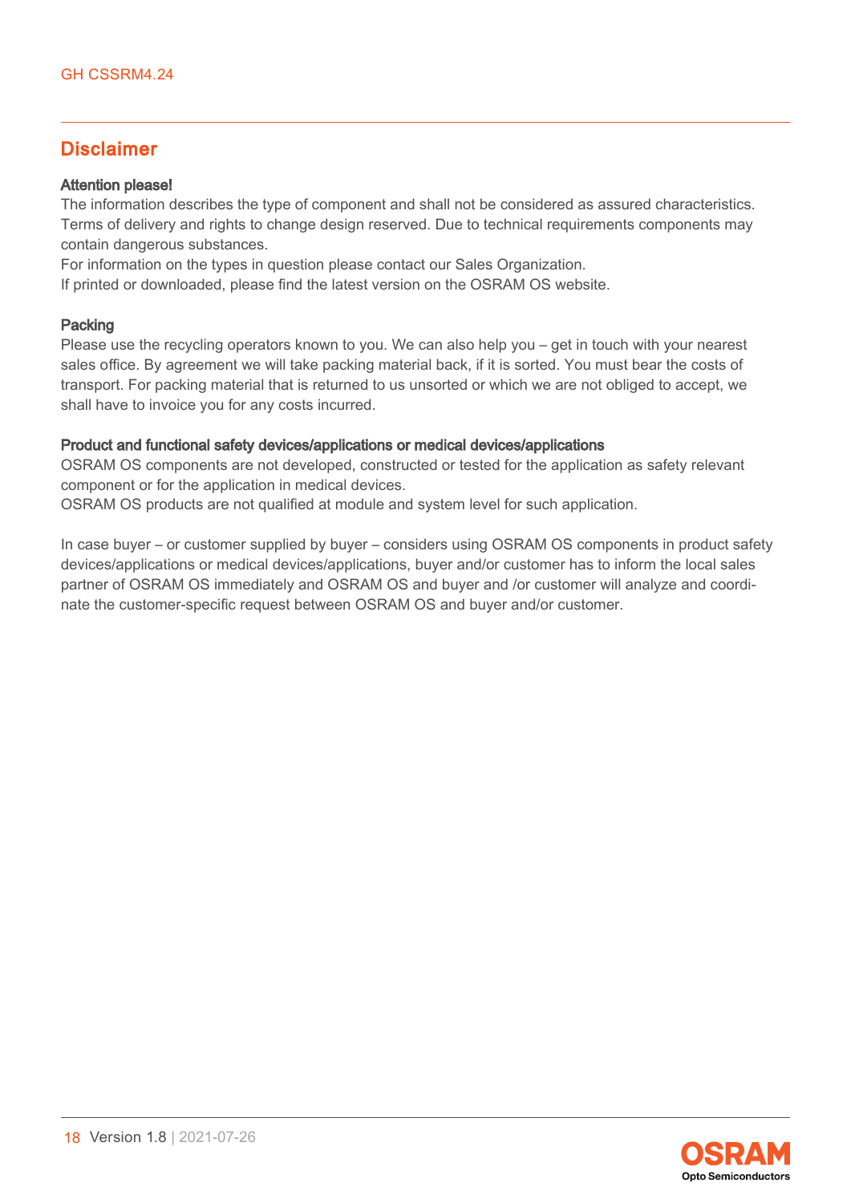## Disclaimer

**Attention please!**

The information describes the type of component and shall not be considered as assured characteristics. Terms of delivery and rights to change design reserved. Due to technical requirements components may contain dangerous substances.

For information on the types in question please contact our Sales Organization.

If printed or downloaded, please find the latest version on the OSRAM OS website.

**Packing**

Please use the recycling operators known to you. We can also help you – get in touch with your nearest sales office. By agreement we will take packing material back, if it is sorted. You must bear the costs of transport. For packing material that is returned to us unsorted or which we are not obliged to accept, we shall have to invoice you for any costs incurred.

**Product and functional safety devices/applications or medical devices/applications**

OSRAM OS components are not developed, constructed or tested for the application as safety relevant component or for the application in medical devices.

OSRAM OS products are not qualified at module and system level for such application.

In case buyer – or customer supplied by buyer – considers using OSRAM OS components in product safety devices/applications or medical devices/applications, buyer and/or customer has to inform the local sales partner of OSRAM OS immediately and OSRAM OS and buyer and /or customer will analyze and coordinate the customer-specific request between OSRAM OS and buyer and/or customer.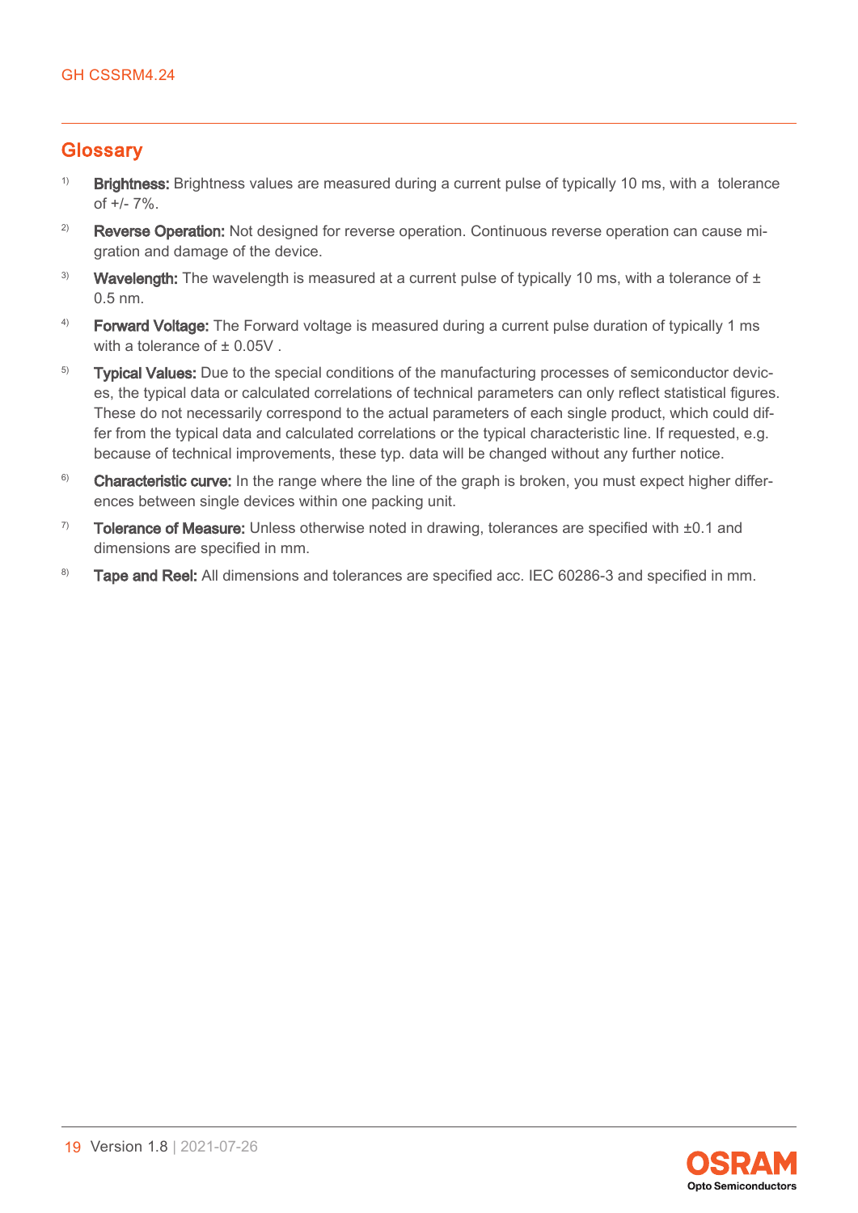## Glossary

[1] **Brightness:** Brightness values are measured during a current pulse of typically 10 ms, with a tolerance of +/- 7%.

[2] **Reverse Operation:** Not designed for reverse operation. Continuous reverse operation can cause migration and damage of the device.

[3] **Wavelength:** The wavelength is measured at a current pulse of typically 10 ms, with a tolerance of ± 0.5 nm.

[4] **Forward Voltage:** The Forward voltage is measured during a current pulse duration of typically 1 ms with a tolerance of ± 0.05V .

[5] **Typical Values:** Due to the special conditions of the manufacturing processes of semiconductor devices, the typical data or calculated correlations of technical parameters can only reflect statistical figures. These do not necessarily correspond to the actual parameters of each single product, which could differ from the typical data and calculated correlations or the typical characteristic line. If requested, e.g. because of technical improvements, these typ. data will be changed without any further notice.

[6] **Characteristic curve:** In the range where the line of the graph is broken, you must expect higher differences between single devices within one packing unit.

[7] **Tolerance of Measure:** Unless otherwise noted in drawing, tolerances are specified with ±0.1 and dimensions are specified in mm.

[8] **Tape and Reel:** All dimensions and tolerances are specified acc. IEC 60286-3 and specified in mm.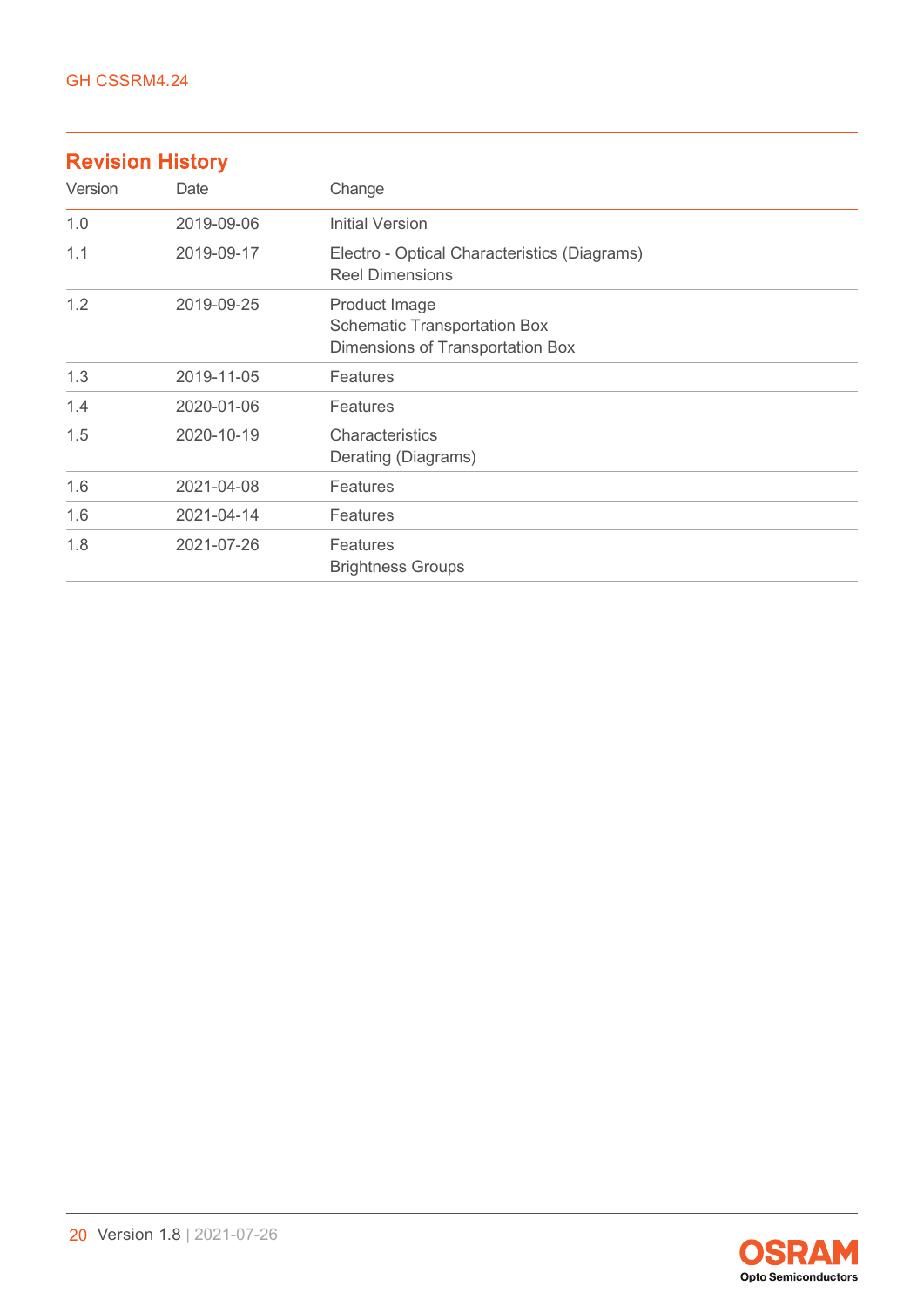## Revision History

| Version | Date | Change |
| --- | --- | --- |
| 1.0 | 2019-09-06 | Initial Version |
| 1.1 | 2019-09-17 | Electro - Optical Characteristics (Diagrams)<br>Reel Dimensions |
| 1.2 | 2019-09-25 | Product Image<br>Schematic Transportation Box<br>Dimensions of Transportation Box |
| 1.3 | 2019-11-05 | Features |
| 1.4 | 2020-01-06 | Features |
| 1.5 | 2020-10-19 | Characteristics<br>Derating (Diagrams) |
| 1.6 | 2021-04-08 | Features |
| 1.6 | 2021-04-14 | Features |
| 1.8 | 2021-07-26 | Features<br>Brightness Groups |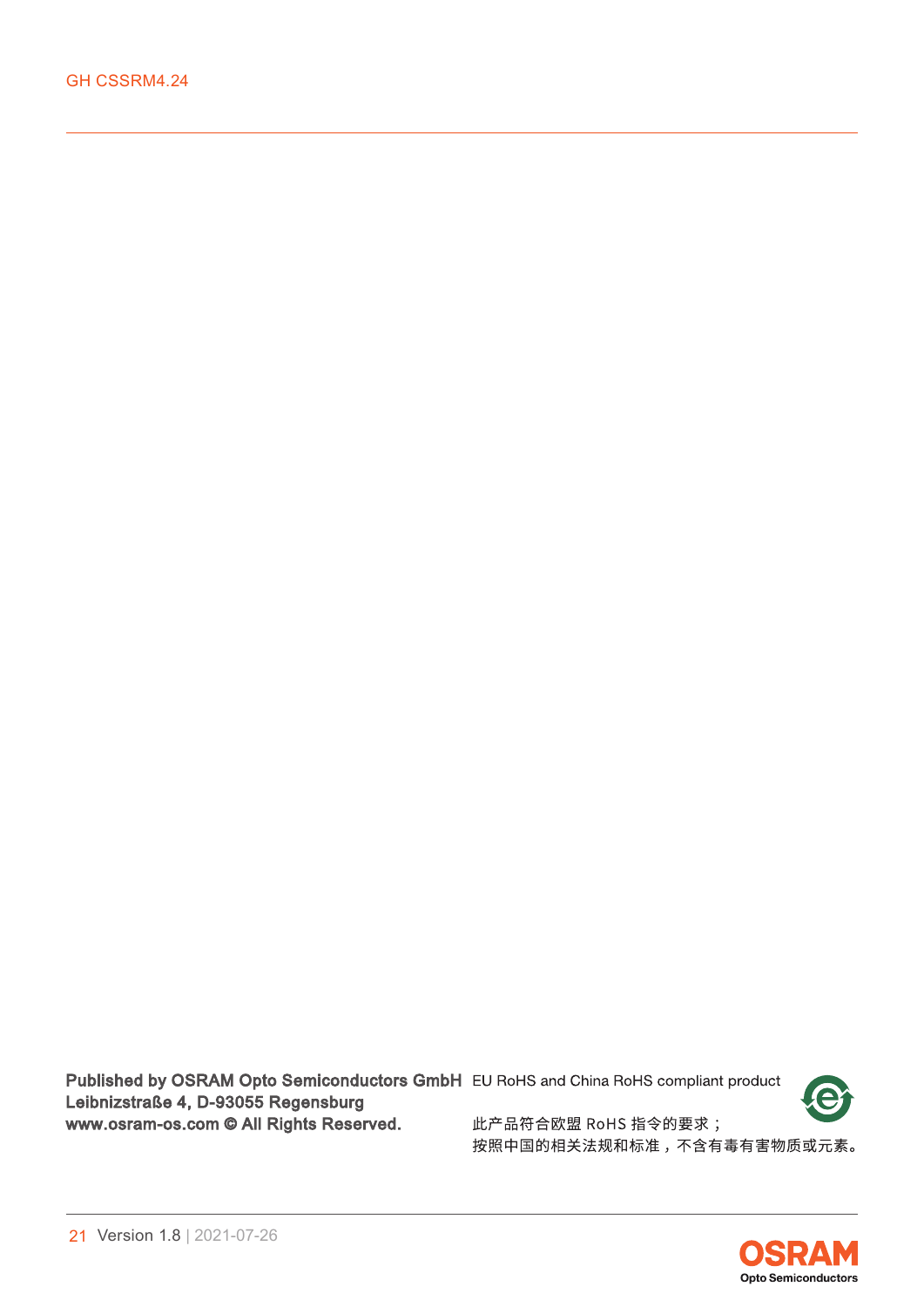**Published by OSRAM Opto Semiconductors GmbH**
**Leibnizstraße 4, D-93055 Regensburg**
**www.osram-os.com © All Rights Reserved.**

EU RoHS and China RoHS compliant product

此产品符合欧盟 RoHS 指令的要求；
按照中国的相关法规和标准，不含有毒有害物质或元素。